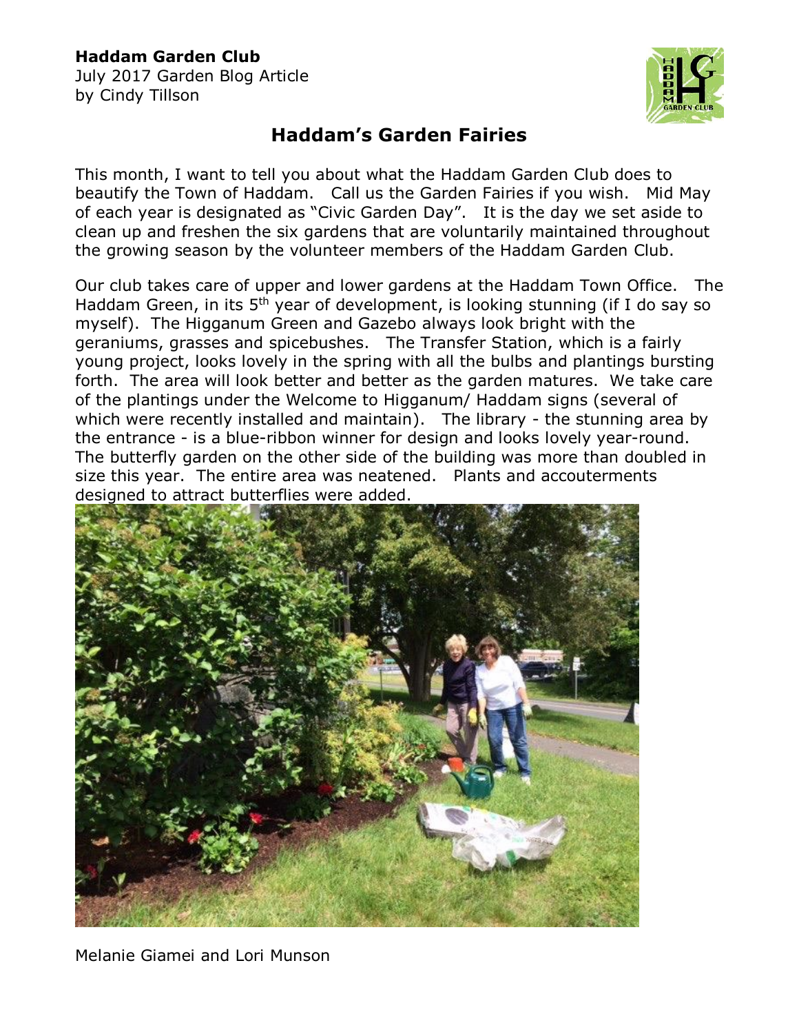**Haddam Garden Club**
July 2017 Garden Blog Article
by Cindy Tillson

# Haddam's Garden Fairies

This month, I want to tell you about what the Haddam Garden Club does to beautify the Town of Haddam. Call us the Garden Fairies if you wish. Mid May of each year is designated as "Civic Garden Day". It is the day we set aside to clean up and freshen the six gardens that are voluntarily maintained throughout the growing season by the volunteer members of the Haddam Garden Club.

Our club takes care of upper and lower gardens at the Haddam Town Office. The Haddam Green, in its 5th year of development, is looking stunning (if I do say so myself). The Higganum Green and Gazebo always look bright with the geraniums, grasses and spicebushes. The Transfer Station, which is a fairly young project, looks lovely in the spring with all the bulbs and plantings bursting forth. The area will look better and better as the garden matures. We take care of the plantings under the Welcome to Higganum/ Haddam signs (several of which were recently installed and maintain). The library - the stunning area by the entrance - is a blue-ribbon winner for design and looks lovely year-round. The butterfly garden on the other side of the building was more than doubled in size this year. The entire area was neatened. Plants and accouterments designed to attract butterflies were added.

Melanie Giamei and Lori Munson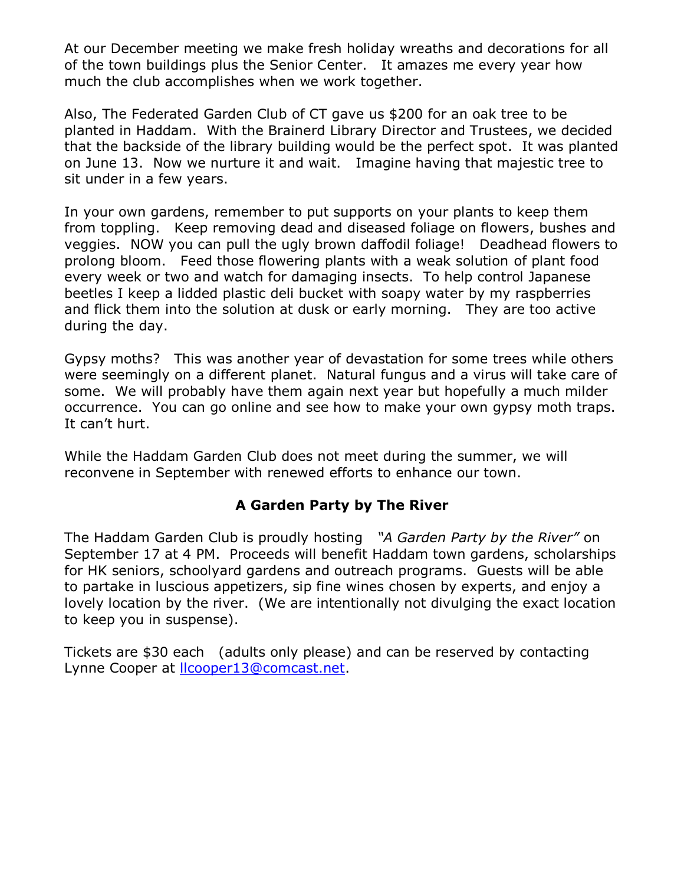At our December meeting we make fresh holiday wreaths and decorations for all of the town buildings plus the Senior Center. It amazes me every year how much the club accomplishes when we work together.

Also, The Federated Garden Club of CT gave us $200 for an oak tree to be planted in Haddam. With the Brainerd Library Director and Trustees, we decided that the backside of the library building would be the perfect spot. It was planted on June 13. Now we nurture it and wait. Imagine having that majestic tree to sit under in a few years.

In your own gardens, remember to put supports on your plants to keep them from toppling. Keep removing dead and diseased foliage on flowers, bushes and veggies. NOW you can pull the ugly brown daffodil foliage! Deadhead flowers to prolong bloom. Feed those flowering plants with a weak solution of plant food every week or two and watch for damaging insects. To help control Japanese beetles I keep a lidded plastic deli bucket with soapy water by my raspberries and flick them into the solution at dusk or early morning. They are too active during the day.

Gypsy moths? This was another year of devastation for some trees while others were seemingly on a different planet. Natural fungus and a virus will take care of some. We will probably have them again next year but hopefully a much milder occurrence. You can go online and see how to make your own gypsy moth traps. It can't hurt.

While the Haddam Garden Club does not meet during the summer, we will reconvene in September with renewed efforts to enhance our town.

## A Garden Party by The River

The Haddam Garden Club is proudly hosting *"A Garden Party by the River"* on September 17 at 4 PM. Proceeds will benefit Haddam town gardens, scholarships for HK seniors, schoolyard gardens and outreach programs. Guests will be able to partake in luscious appetizers, sip fine wines chosen by experts, and enjoy a lovely location by the river. (We are intentionally not divulging the exact location to keep you in suspense).

Tickets are $30 each (adults only please) and can be reserved by contacting Lynne Cooper at llcooper13@comcast.net.